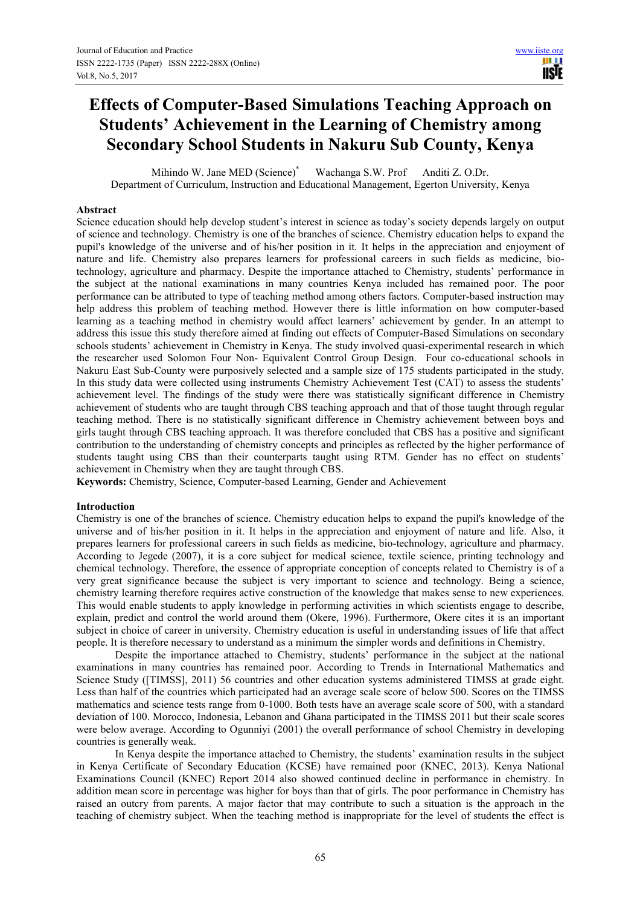# Effects of Computer-Based Simulations Teaching Approach on Students' Achievement in the Learning of Chemistry among Secondary School Students in Nakuru Sub County, Kenya

Mihindo W. Jane MED (Science)* Wachanga S.W. Prof Anditi Z. O.Dr.

Department of Curriculum, Instruction and Educational Management, Egerton University, Kenya

## Abstract

Science education should help develop student's interest in science as today's society depends largely on output of science and technology. Chemistry is one of the branches of science. Chemistry education helps to expand the pupil's knowledge of the universe and of his/her position in it. It helps in the appreciation and enjoyment of nature and life. Chemistry also prepares learners for professional careers in such fields as medicine, bio-technology, agriculture and pharmacy. Despite the importance attached to Chemistry, students' performance in the subject at the national examinations in many countries Kenya included has remained poor. The poor performance can be attributed to type of teaching method among others factors. Computer-based instruction may help address this problem of teaching method. However there is little information on how computer-based learning as a teaching method in chemistry would affect learners' achievement by gender. In an attempt to address this issue this study therefore aimed at finding out effects of Computer-Based Simulations on secondary schools students' achievement in Chemistry in Kenya. The study involved quasi-experimental research in which the researcher used Solomon Four Non- Equivalent Control Group Design. Four co-educational schools in Nakuru East Sub-County were purposively selected and a sample size of 175 students participated in the study. In this study data were collected using instruments Chemistry Achievement Test (CAT) to assess the students' achievement level. The findings of the study were there was statistically significant difference in Chemistry achievement of students who are taught through CBS teaching approach and that of those taught through regular teaching method. There is no statistically significant difference in Chemistry achievement between boys and girls taught through CBS teaching approach. It was therefore concluded that CBS has a positive and significant contribution to the understanding of chemistry concepts and principles as reflected by the higher performance of students taught using CBS than their counterparts taught using RTM. Gender has no effect on students' achievement in Chemistry when they are taught through CBS.

**Keywords:** Chemistry, Science, Computer-based Learning, Gender and Achievement

## Introduction

Chemistry is one of the branches of science. Chemistry education helps to expand the pupil's knowledge of the universe and of his/her position in it. It helps in the appreciation and enjoyment of nature and life. Also, it prepares learners for professional careers in such fields as medicine, bio-technology, agriculture and pharmacy. According to Jegede (2007), it is a core subject for medical science, textile science, printing technology and chemical technology. Therefore, the essence of appropriate conception of concepts related to Chemistry is of a very great significance because the subject is very important to science and technology. Being a science, chemistry learning therefore requires active construction of the knowledge that makes sense to new experiences. This would enable students to apply knowledge in performing activities in which scientists engage to describe, explain, predict and control the world around them (Okere, 1996). Furthermore, Okere cites it is an important subject in choice of career in university. Chemistry education is useful in understanding issues of life that affect people. It is therefore necessary to understand as a minimum the simpler words and definitions in Chemistry.

Despite the importance attached to Chemistry, students' performance in the subject at the national examinations in many countries has remained poor. According to Trends in International Mathematics and Science Study ([TIMSS], 2011) 56 countries and other education systems administered TIMSS at grade eight. Less than half of the countries which participated had an average scale score of below 500. Scores on the TIMSS mathematics and science tests range from 0-1000. Both tests have an average scale score of 500, with a standard deviation of 100. Morocco, Indonesia, Lebanon and Ghana participated in the TIMSS 2011 but their scale scores were below average. According to Ogunniyi (2001) the overall performance of school Chemistry in developing countries is generally weak.

In Kenya despite the importance attached to Chemistry, the students' examination results in the subject in Kenya Certificate of Secondary Education (KCSE) have remained poor (KNEC, 2013). Kenya National Examinations Council (KNEC) Report 2014 also showed continued decline in performance in chemistry. In addition mean score in percentage was higher for boys than that of girls. The poor performance in Chemistry has raised an outcry from parents. A major factor that may contribute to such a situation is the approach in the teaching of chemistry subject. When the teaching method is inappropriate for the level of students the effect is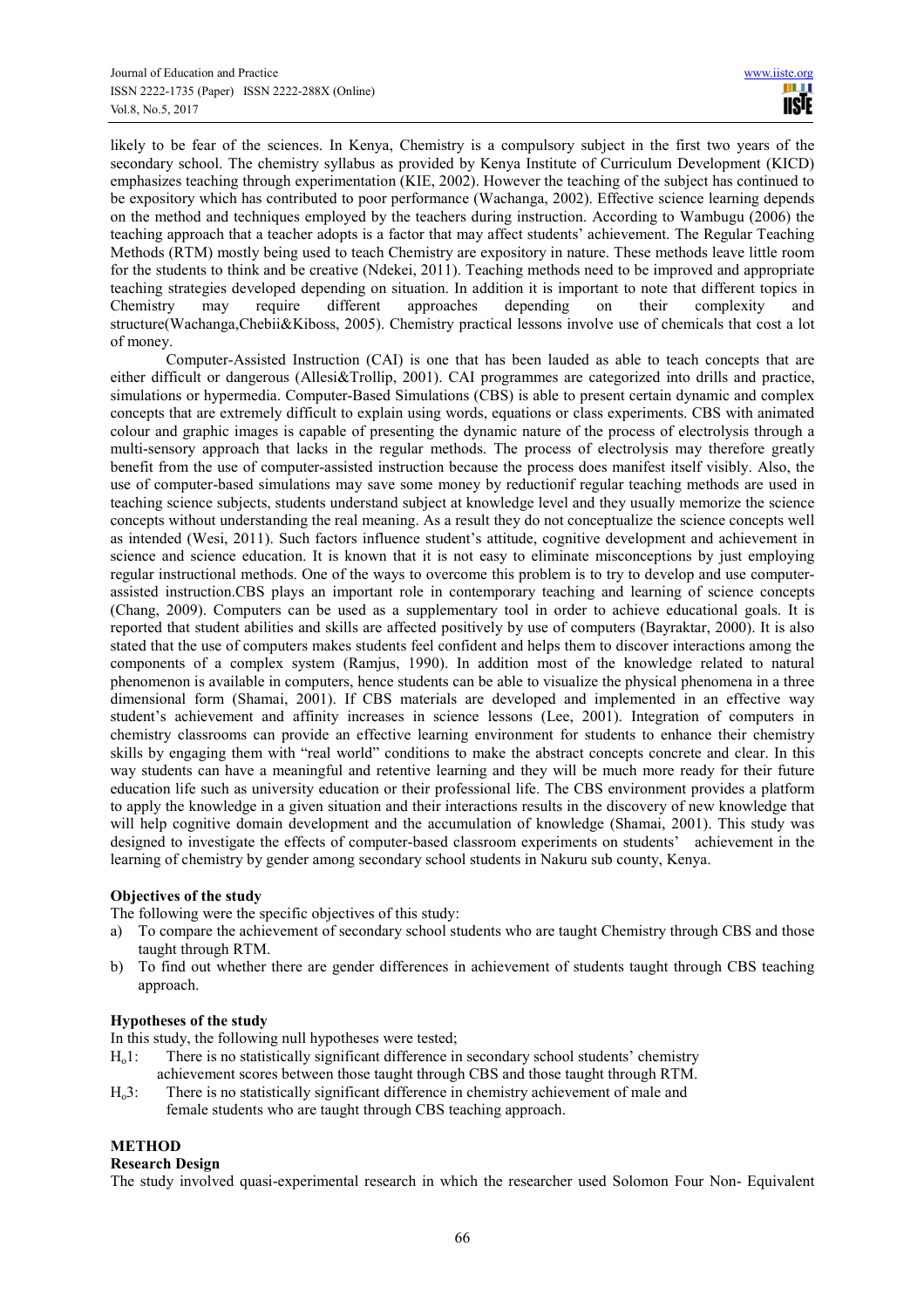likely to be fear of the sciences. In Kenya, Chemistry is a compulsory subject in the first two years of the secondary school. The chemistry syllabus as provided by Kenya Institute of Curriculum Development (KICD) emphasizes teaching through experimentation (KIE, 2002). However the teaching of the subject has continued to be expository which has contributed to poor performance (Wachanga, 2002). Effective science learning depends on the method and techniques employed by the teachers during instruction. According to Wambugu (2006) the teaching approach that a teacher adopts is a factor that may affect students' achievement. The Regular Teaching Methods (RTM) mostly being used to teach Chemistry are expository in nature. These methods leave little room for the students to think and be creative (Ndekei, 2011). Teaching methods need to be improved and appropriate teaching strategies developed depending on situation. In addition it is important to note that different topics in Chemistry may require different approaches depending on their complexity and structure(Wachanga,Chebii&Kiboss, 2005). Chemistry practical lessons involve use of chemicals that cost a lot of money.

Computer-Assisted Instruction (CAI) is one that has been lauded as able to teach concepts that are either difficult or dangerous (Allesi&Trollip, 2001). CAI programmes are categorized into drills and practice, simulations or hypermedia. Computer-Based Simulations (CBS) is able to present certain dynamic and complex concepts that are extremely difficult to explain using words, equations or class experiments. CBS with animated colour and graphic images is capable of presenting the dynamic nature of the process of electrolysis through a multi-sensory approach that lacks in the regular methods. The process of electrolysis may therefore greatly benefit from the use of computer-assisted instruction because the process does manifest itself visibly. Also, the use of computer-based simulations may save some money by reductionif regular teaching methods are used in teaching science subjects, students understand subject at knowledge level and they usually memorize the science concepts without understanding the real meaning. As a result they do not conceptualize the science concepts well as intended (Wesi, 2011). Such factors influence student's attitude, cognitive development and achievement in science and science education. It is known that it is not easy to eliminate misconceptions by just employing regular instructional methods. One of the ways to overcome this problem is to try to develop and use computer-assisted instruction.CBS plays an important role in contemporary teaching and learning of science concepts (Chang, 2009). Computers can be used as a supplementary tool in order to achieve educational goals. It is reported that student abilities and skills are affected positively by use of computers (Bayraktar, 2000). It is also stated that the use of computers makes students feel confident and helps them to discover interactions among the components of a complex system (Ramjus, 1990). In addition most of the knowledge related to natural phenomenon is available in computers, hence students can be able to visualize the physical phenomena in a three dimensional form (Shamai, 2001). If CBS materials are developed and implemented in an effective way student's achievement and affinity increases in science lessons (Lee, 2001). Integration of computers in chemistry classrooms can provide an effective learning environment for students to enhance their chemistry skills by engaging them with "real world" conditions to make the abstract concepts concrete and clear. In this way students can have a meaningful and retentive learning and they will be much more ready for their future education life such as university education or their professional life. The CBS environment provides a platform to apply the knowledge in a given situation and their interactions results in the discovery of new knowledge that will help cognitive domain development and the accumulation of knowledge (Shamai, 2001). This study was designed to investigate the effects of computer-based classroom experiments on students' achievement in the learning of chemistry by gender among secondary school students in Nakuru sub county, Kenya.

**Objectives of the study**

The following were the specific objectives of this study:

a) To compare the achievement of secondary school students who are taught Chemistry through CBS and those taught through RTM.
b) To find out whether there are gender differences in achievement of students taught through CBS teaching approach.

**Hypotheses of the study**

In this study, the following null hypotheses were tested;

$H_o1$: There is no statistically significant difference in secondary school students' chemistry achievement scores between those taught through CBS and those taught through RTM.

$H_o3$: There is no statistically significant difference in chemistry achievement of male and female students who are taught through CBS teaching approach.

## METHOD

**Research Design**

The study involved quasi-experimental research in which the researcher used Solomon Four Non- Equivalent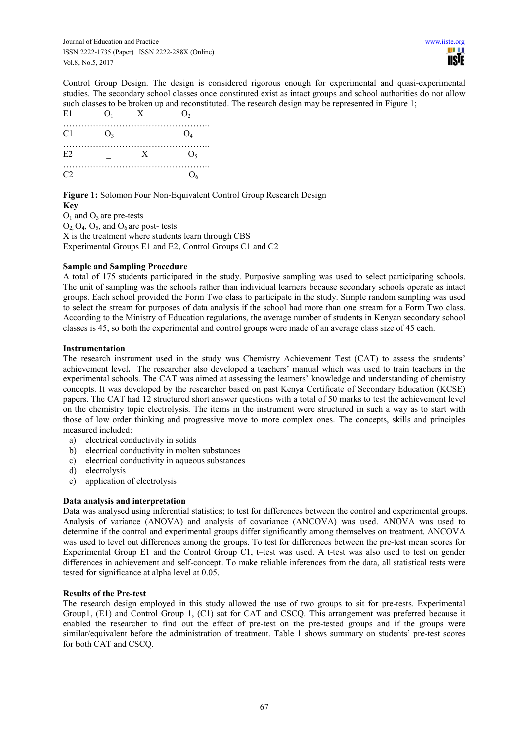Control Group Design. The design is considered rigorous enough for experimental and quasi-experimental studies. The secondary school classes once constituted exist as intact groups and school authorities do not allow such classes to be broken up and reconstituted. The research design may be represented in Figure 1;

| | | | |
|---|---|---|---|
| E1 | $O_1$ | X | $O_2$ |
| C1 | $O_3$ | _ | $O_4$ |
| E2 | _ | X | $O_5$ |
| C2 | _ | _ | $O_6$ |

**Figure 1:** Solomon Four Non-Equivalent Control Group Research Design

**Key**

$O_1$ and $O_3$ are pre-tests

$O_2$, $O_4$, $O_5$, and $O_6$ are post- tests

X is the treatment where students learn through CBS

Experimental Groups E1 and E2, Control Groups C1 and C2

### Sample and Sampling Procedure

A total of 175 students participated in the study. Purposive sampling was used to select participating schools. The unit of sampling was the schools rather than individual learners because secondary schools operate as intact groups. Each school provided the Form Two class to participate in the study. Simple random sampling was used to select the stream for purposes of data analysis if the school had more than one stream for a Form Two class. According to the Ministry of Education regulations, the average number of students in Kenyan secondary school classes is 45, so both the experimental and control groups were made of an average class size of 45 each.

### Instrumentation

The research instrument used in the study was Chemistry Achievement Test (CAT) to assess the students' achievement level**.** The researcher also developed a teachers' manual which was used to train teachers in the experimental schools. The CAT was aimed at assessing the learners' knowledge and understanding of chemistry concepts. It was developed by the researcher based on past Kenya Certificate of Secondary Education (KCSE) papers. The CAT had 12 structured short answer questions with a total of 50 marks to test the achievement level on the chemistry topic electrolysis. The items in the instrument were structured in such a way as to start with those of low order thinking and progressive move to more complex ones. The concepts, skills and principles measured included:

a) electrical conductivity in solids
b) electrical conductivity in molten substances
c) electrical conductivity in aqueous substances
d) electrolysis
e) application of electrolysis

### Data analysis and interpretation

Data was analysed using inferential statistics; to test for differences between the control and experimental groups. Analysis of variance (ANOVA) and analysis of covariance (ANCOVA) was used. ANOVA was used to determine if the control and experimental groups differ significantly among themselves on treatment. ANCOVA was used to level out differences among the groups. To test for differences between the pre-test mean scores for Experimental Group E1 and the Control Group C1, t–test was used. A t-test was also used to test on gender differences in achievement and self-concept. To make reliable inferences from the data, all statistical tests were tested for significance at alpha level at 0.05.

### Results of the Pre-test

The research design employed in this study allowed the use of two groups to sit for pre-tests. Experimental Group1, (E1) and Control Group 1, (C1) sat for CAT and CSCQ. This arrangement was preferred because it enabled the researcher to find out the effect of pre-test on the pre-tested groups and if the groups were similar/equivalent before the administration of treatment. Table 1 shows summary on students' pre-test scores for both CAT and CSCQ.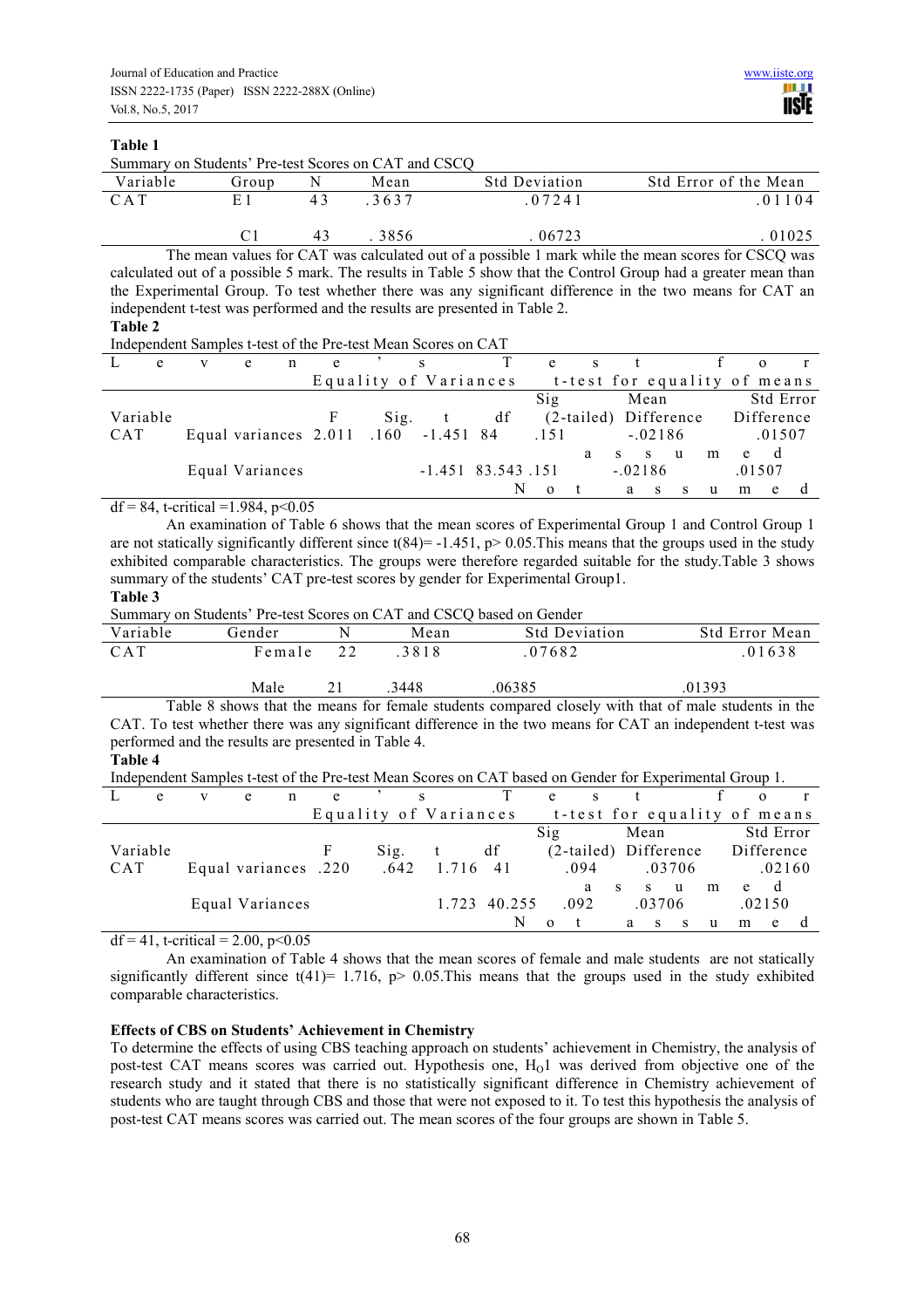**Table 1**

Summary on Students' Pre-test Scores on CAT and CSCQ

| Variable | Group | N | Mean | Std Deviation | Std Error of the Mean |
|---|---|---|---|---|---|
| CAT | E1 | 43 | .3637 | .07241 | .01104 |
| | C1 | 43 | .3856 | .06723 | .01025 |

The mean values for CAT was calculated out of a possible 1 mark while the mean scores for CSCQ was calculated out of a possible 5 mark. The results in Table 5 show that the Control Group had a greater mean than the Experimental Group. To test whether there was any significant difference in the two means for CAT an independent t-test was performed and the results are presented in Table 2.

**Table 2**

Independent Samples t-test of the Pre-test Mean Scores on CAT

| | | Levene's Test for Equality of Variances | | t-test for equality of means | | | | |
|---|---|---|---|---|---|---|---|---|
| Variable | | F | Sig. | t | df | Sig (2-tailed) | Mean Difference | Std Error Difference |
| CAT | Equal variances assumed | 2.011 | .160 | -1.451 | 84 | .151 | -.02186 | .01507 |
| | Equal Variances Not assumed | | | -1.451 | 83.543 | .151 | -.02186 | .01507 |

$df = 84$, t-critical $= 1.984$, $p < 0.05$

An examination of Table 6 shows that the mean scores of Experimental Group 1 and Control Group 1 are not statically significantly different since $t(84) = -1.451$, $p > 0.05$.This means that the groups used in the study exhibited comparable characteristics. The groups were therefore regarded suitable for the study.Table 3 shows summary of the students' CAT pre-test scores by gender for Experimental Group1.

**Table 3**

Summary on Students' Pre-test Scores on CAT and CSCQ based on Gender

| Variable | Gender | N | Mean | Std Deviation | Std Error Mean |
|---|---|---|---|---|---|
| CAT | Female | 22 | .3818 | .07682 | .01638 |
| | Male | 21 | .3448 | .06385 | .01393 |

Table 8 shows that the means for female students compared closely with that of male students in the CAT. To test whether there was any significant difference in the two means for CAT an independent t-test was performed and the results are presented in Table 4.

**Table 4**

Independent Samples t-test of the Pre-test Mean Scores on CAT based on Gender for Experimental Group 1.

| | | Levene's Test for Equality of Variances | | t-test for equality of means | | | | |
|---|---|---|---|---|---|---|---|---|
| Variable | | F | Sig. | t | df | Sig (2-tailed) | Mean Difference | Std Error Difference |
| CAT | Equal variances assumed | .220 | .642 | 1.716 | 41 | .094 | .03706 | .02160 |
| | Equal Variances Not assumed | | | 1.723 | 40.255 | .092 | .03706 | .02150 |

$df = 41$, t-critical $= 2.00$, $p < 0.05$

An examination of Table 4 shows that the mean scores of female and male students are not statically significantly different since $t(41) = 1.716$, $p > 0.05$.This means that the groups used in the study exhibited comparable characteristics.

**Effects of CBS on Students' Achievement in Chemistry**

To determine the effects of using CBS teaching approach on students' achievement in Chemistry, the analysis of post-test CAT means scores was carried out. Hypothesis one, $H_O1$ was derived from objective one of the research study and it stated that there is no statistically significant difference in Chemistry achievement of students who are taught through CBS and those that were not exposed to it. To test this hypothesis the analysis of post-test CAT means scores was carried out. The mean scores of the four groups are shown in Table 5.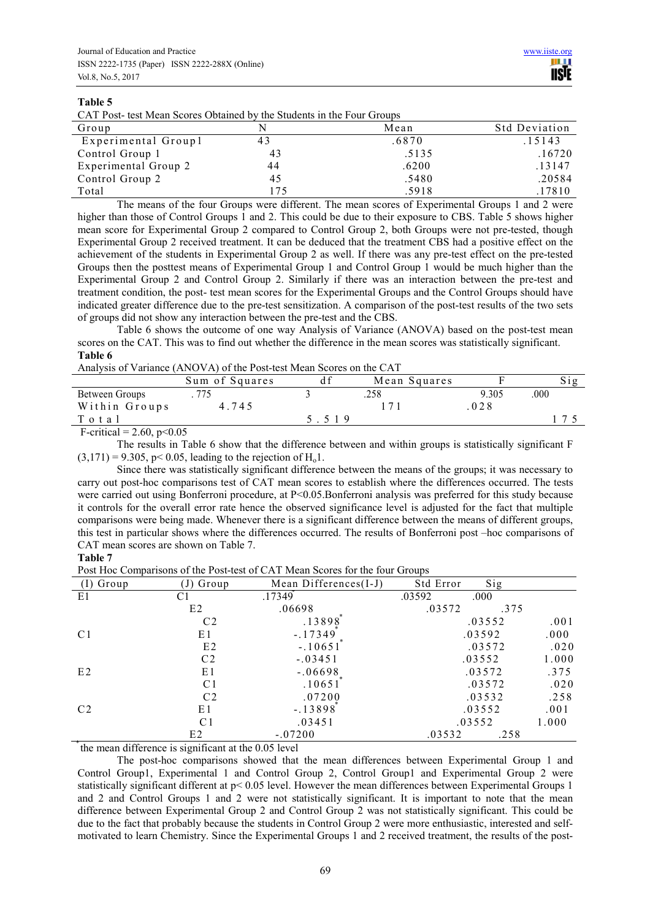**Table 5**

CAT Post- test Mean Scores Obtained by the Students in the Four Groups

| Group | N | Mean | Std Deviation |
|---|---|---|---|
| Experimental Group1 | 43 | .6870 | .15143 |
| Control Group 1 | 43 | .5135 | .16720 |
| Experimental Group 2 | 44 | .6200 | .13147 |
| Control Group 2 | 45 | .5480 | .20584 |
| Total | 175 | .5918 | .17810 |

The means of the four Groups were different. The mean scores of Experimental Groups 1 and 2 were higher than those of Control Groups 1 and 2. This could be due to their exposure to CBS. Table 5 shows higher mean score for Experimental Group 2 compared to Control Group 2, both Groups were not pre-tested, though Experimental Group 2 received treatment. It can be deduced that the treatment CBS had a positive effect on the achievement of the students in Experimental Group 2 as well. If there was any pre-test effect on the pre-tested Groups then the posttest means of Experimental Group 1 and Control Group 1 would be much higher than the Experimental Group 2 and Control Group 2. Similarly if there was an interaction between the pre-test and treatment condition, the post- test mean scores for the Experimental Groups and the Control Groups should have indicated greater difference due to the pre-test sensitization. A comparison of the post-test results of the two sets of groups did not show any interaction between the pre-test and the CBS.

Table 6 shows the outcome of one way Analysis of Variance (ANOVA) based on the post-test mean scores on the CAT. This was to find out whether the difference in the mean scores was statistically significant.

**Table 6**

Analysis of Variance (ANOVA) of the Post-test Mean Scores on the CAT

| | Sum of Squares | df | Mean Squares | F | Sig |
|---|---|---|---|---|---|
| Between Groups | .775 | 3 | .258 | 9.305 | .000 |
| Within Groups | 4.745 | | 171 | .028 | |
| Total | | 5.519 | | | 175 |

F-critical = 2.60, p<0.05

The results in Table 6 show that the difference between and within groups is statistically significant F $(3,171) = 9.305$, $p< 0.05$, leading to the rejection of $H_o1$.

Since there was statistically significant difference between the means of the groups; it was necessary to carry out post-hoc comparisons test of CAT mean scores to establish where the differences occurred. The tests were carried out using Bonferroni procedure, at P<0.05.Bonferroni analysis was preferred for this study because it controls for the overall error rate hence the observed significance level is adjusted for the fact that multiple comparisons were being made. Whenever there is a significant difference between the means of different groups, this test in particular shows where the differences occurred. The results of Bonferroni post –hoc comparisons of CAT mean scores are shown on Table 7.

**Table 7**

Post Hoc Comparisons of the Post-test of CAT Mean Scores for the four Groups

| (I) Group | (J) Group | Mean Differences(I-J) | Std Error | Sig |
|---|---|---|---|---|
| E1 | C1 | .17349* | .03592 | .000 |
| | E2 | .06698 | .03572 | .375 |
| | C2 | .13898* | .03552 | .001 |
| C1 | E1 | -.17349* | .03592 | .000 |
| | E2 | -.10651* | .03572 | .020 |
| | C2 | -.03451 | .03552 | 1.000 |
| E2 | E1 | -.06698 | .03572 | .375 |
| | C1 | .10651* | .03572 | .020 |
| | C2 | .07200 | .03532 | .258 |
| C2 | E1 | -.13898* | .03552 | .001 |
| | C1 | .03451 | .03552 | 1.000 |
| | E2 | -.07200 | .03532 | .258 |

*the mean difference is significant at the 0.05 level

The post-hoc comparisons showed that the mean differences between Experimental Group 1 and Control Group1, Experimental 1 and Control Group 2, Control Group1 and Experimental Group 2 were statistically significant different at p< 0.05 level. However the mean differences between Experimental Groups 1 and 2 and Control Groups 1 and 2 were not statistically significant. It is important to note that the mean difference between Experimental Group 2 and Control Group 2 was not statistically significant. This could be due to the fact that probably because the students in Control Group 2 were more enthusiastic, interested and self-motivated to learn Chemistry. Since the Experimental Groups 1 and 2 received treatment, the results of the post-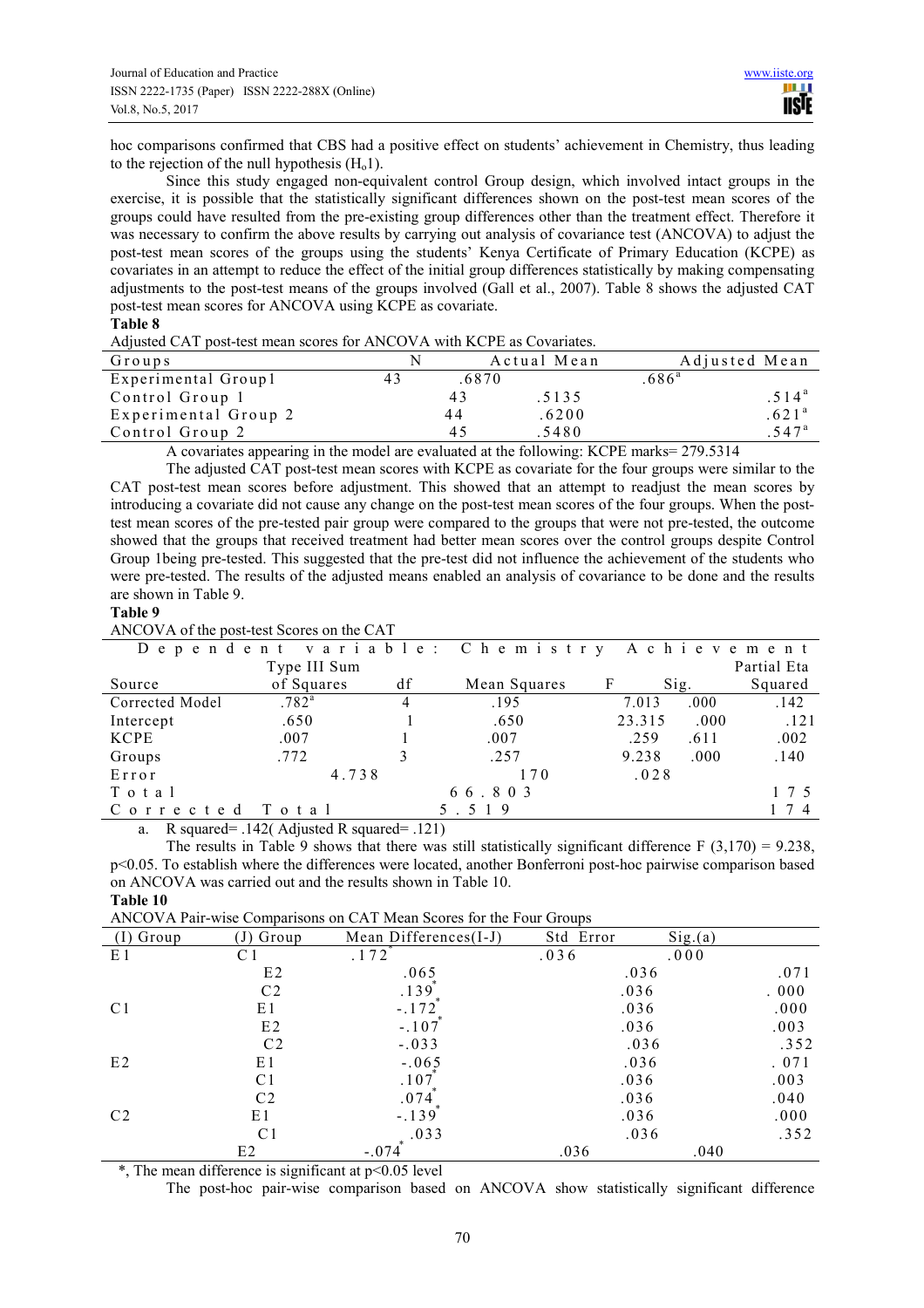hoc comparisons confirmed that CBS had a positive effect on students' achievement in Chemistry, thus leading to the rejection of the null hypothesis ($H_o1$).

Since this study engaged non-equivalent control Group design, which involved intact groups in the exercise, it is possible that the statistically significant differences shown on the post-test mean scores of the groups could have resulted from the pre-existing group differences other than the treatment effect. Therefore it was necessary to confirm the above results by carrying out analysis of covariance test (ANCOVA) to adjust the post-test mean scores of the groups using the students' Kenya Certificate of Primary Education (KCPE) as covariates in an attempt to reduce the effect of the initial group differences statistically by making compensating adjustments to the post-test means of the groups involved (Gall et al., 2007). Table 8 shows the adjusted CAT post-test mean scores for ANCOVA using KCPE as covariate.

**Table 8**

Adjusted CAT post-test mean scores for ANCOVA with KCPE as Covariates.

| Groups | N | Actual Mean | Adjusted Mean |
|---|---|---|---|
| Experimental Group1 | 43 | .6870 | .686[a] |
| Control Group 1 | 43 | .5135 | .514[a] |
| Experimental Group 2 | 44 | .6200 | .621[a] |
| Control Group 2 | 45 | .5480 | .547[a] |

A covariates appearing in the model are evaluated at the following: KCPE marks= 279.5314

The adjusted CAT post-test mean scores with KCPE as covariate for the four groups were similar to the CAT post-test mean scores before adjustment. This showed that an attempt to readjust the mean scores by introducing a covariate did not cause any change on the post-test mean scores of the four groups. When the post-test mean scores of the pre-tested pair group were compared to the groups that were not pre-tested, the outcome showed that the groups that received treatment had better mean scores over the control groups despite Control Group 1being pre-tested. This suggested that the pre-test did not influence the achievement of the students who were pre-tested. The results of the adjusted means enabled an analysis of covariance to be done and the results are shown in Table 9.

**Table 9**

ANCOVA of the post-test Scores on the CAT

| Dependent variable: Chemistry Achievement | | | | | | |
|---|---|---|---|---|---|---|
| Source | Type III Sum of Squares | df | Mean Squares | F | Sig. | Partial Eta Squared |
| Corrected Model | .782[a] | 4 | .195 | 7.013 | .000 | .142 |
| Intercept | .650 | 1 | .650 | 23.315 | .000 | .121 |
| KCPE | .007 | 1 | .007 | .259 | .611 | .002 |
| Groups | .772 | 3 | .257 | 9.238 | .000 | .140 |
| Error | 4.738 | 170 | .028 | | | |
| Total | 66.803 | 175 | | | | |
| Corrected Total | 5.519 | 174 | | | | |

a. R squared= .142( Adjusted R squared= .121)

The results in Table 9 shows that there was still statistically significant difference $F(3,170) = 9.238$, $p<0.05$. To establish where the differences were located, another Bonferroni post-hoc pairwise comparison based on ANCOVA was carried out and the results shown in Table 10.

**Table 10**

ANCOVA Pair-wise Comparisons on CAT Mean Scores for the Four Groups

| (I) Group | (J) Group | Mean Differences(I-J) | Std Error | Sig.(a) |
|---|---|---|---|---|
| E1 | C1 | .172* | .036 | .000 |
| | E2 | .065 | .036 | .071 |
| | C2 | .139* | .036 | .000 |
| C1 | E1 | -.172* | .036 | .000 |
| | E2 | -.107* | .036 | .003 |
| | C2 | -.033 | .036 | .352 |
| E2 | E1 | -.065 | .036 | .071 |
| | C1 | .107* | .036 | .003 |
| | C2 | .074* | .036 | .040 |
| C2 | E1 | -.139* | .036 | .000 |
| | C1 | .033 | .036 | .352 |
| | E2 | -.074* | .036 | .040 |

*, The mean difference is significant at $p<0.05$ level

The post-hoc pair-wise comparison based on ANCOVA show statistically significant difference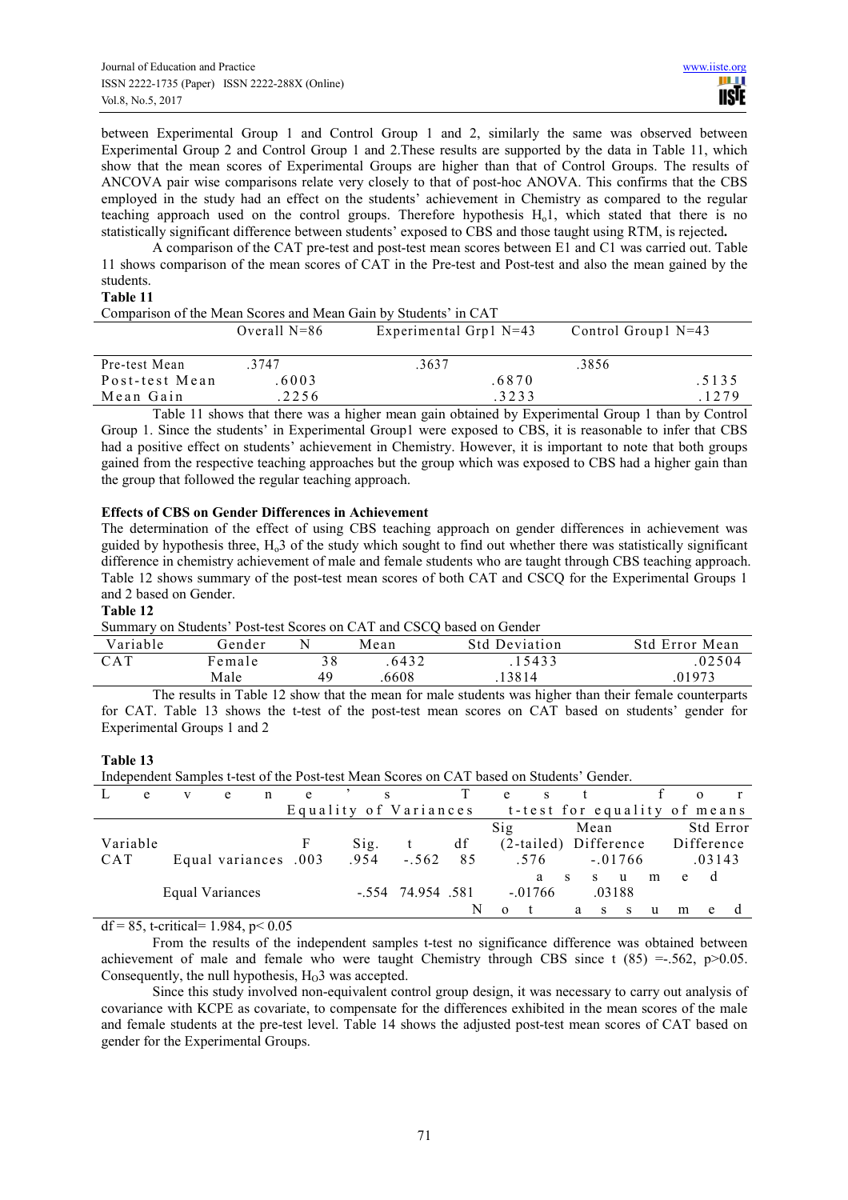between Experimental Group 1 and Control Group 1 and 2, similarly the same was observed between Experimental Group 2 and Control Group 1 and 2.These results are supported by the data in Table 11, which show that the mean scores of Experimental Groups are higher than that of Control Groups. The results of ANCOVA pair wise comparisons relate very closely to that of post-hoc ANOVA. This confirms that the CBS employed in the study had an effect on the students' achievement in Chemistry as compared to the regular teaching approach used on the control groups. Therefore hypothesis $H_o1$, which stated that there is no statistically significant difference between students' exposed to CBS and those taught using RTM, is rejected**.**

A comparison of the CAT pre-test and post-test mean scores between E1 and C1 was carried out. Table 11 shows comparison of the mean scores of CAT in the Pre-test and Post-test and also the mean gained by the students.

**Table 11**

Comparison of the Mean Scores and Mean Gain by Students' in CAT

| | Overall N=86 | Experimental Grp1 N=43 | Control Group1 N=43 |
|---|---|---|---|
| Pre-test Mean | .3747 | .3637 | .3856 |
| Post-test Mean | .6003 | .6870 | .5135 |
| Mean Gain | .2256 | .3233 | .1279 |

Table 11 shows that there was a higher mean gain obtained by Experimental Group 1 than by Control Group 1. Since the students' in Experimental Group1 were exposed to CBS, it is reasonable to infer that CBS had a positive effect on students' achievement in Chemistry. However, it is important to note that both groups gained from the respective teaching approaches but the group which was exposed to CBS had a higher gain than the group that followed the regular teaching approach.

**Effects of CBS on Gender Differences in Achievement**

The determination of the effect of using CBS teaching approach on gender differences in achievement was guided by hypothesis three, $H_o3$ of the study which sought to find out whether there was statistically significant difference in chemistry achievement of male and female students who are taught through CBS teaching approach. Table 12 shows summary of the post-test mean scores of both CAT and CSCQ for the Experimental Groups 1 and 2 based on Gender.

**Table 12**

Summary on Students' Post-test Scores on CAT and CSCQ based on Gender

| Variable | Gender | N | Mean | Std Deviation | Std Error Mean |
|---|---|---|---|---|---|
| CAT | Female | 38 | .6432 | .15433 | .02504 |
| | Male | 49 | .6608 | .13814 | .01973 |

The results in Table 12 show that the mean for male students was higher than their female counterparts for CAT. Table 13 shows the t-test of the post-test mean scores on CAT based on students' gender for Experimental Groups 1 and 2

**Table 13**

Independent Samples t-test of the Post-test Mean Scores on CAT based on Students' Gender.

| | | Levene's Test for Equality of Variances | | t-test for equality of means | | | | |
|---|---|---|---|---|---|---|---|---|
| Variable | | F | Sig. | t | df | Sig (2-tailed) | Mean Difference | Std Error Difference |
| CAT | Equal variances assumed | .003 | .954 | -.562 | 85 | .576 | -.01766 | .03143 |
| | Equal Variances Not assumed | | | -.554 | 74.954 | .581 | -.01766 | .03188 |

df = 85, t-critical= 1.984, p< 0.05

From the results of the independent samples t-test no significance difference was obtained between achievement of male and female who were taught Chemistry through CBS since t (85) =-.562, p>0.05. Consequently, the null hypothesis, $H_O3$ was accepted.

Since this study involved non-equivalent control group design, it was necessary to carry out analysis of covariance with KCPE as covariate, to compensate for the differences exhibited in the mean scores of the male and female students at the pre-test level. Table 14 shows the adjusted post-test mean scores of CAT based on gender for the Experimental Groups.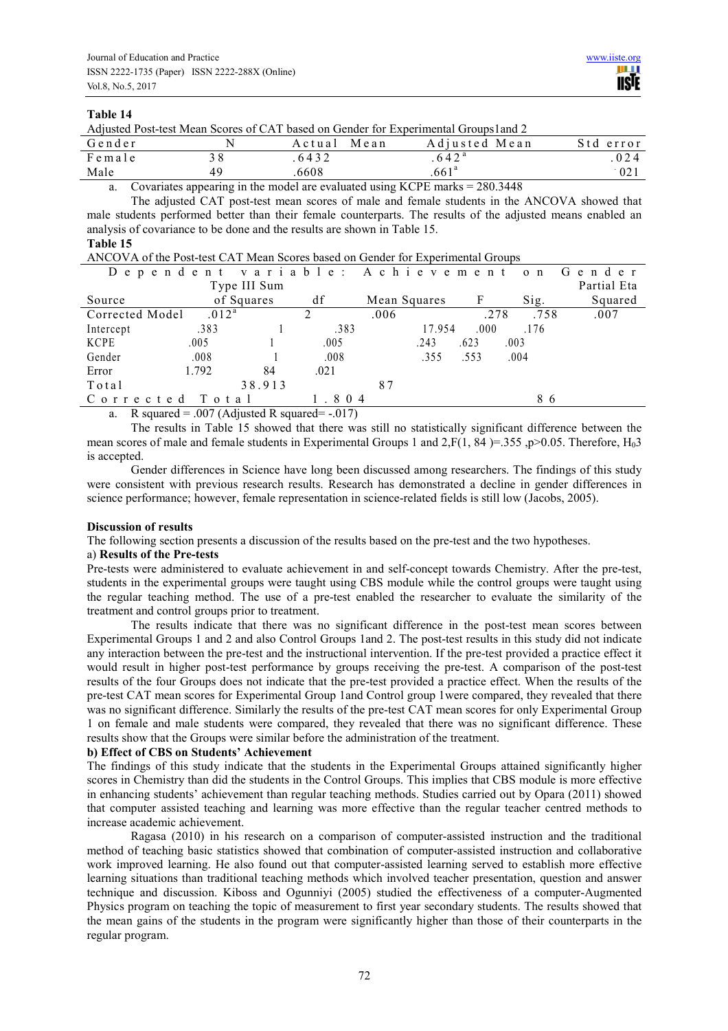**Table 14**

Adjusted Post-test Mean Scores of CAT based on Gender for Experimental Groups1and 2

| Gender | N | Actual Mean | Adjusted Mean | Std error |
|---|---|---|---|---|
| Female | 38 | .6432 | .642[a] | .024 |
| Male | 49 | .6608 | .661[a] | .021 |

a. Covariates appearing in the model are evaluated using KCPE marks = 280.3448

The adjusted CAT post-test mean scores of male and female students in the ANCOVA showed that male students performed better than their female counterparts. The results of the adjusted means enabled an analysis of covariance to be done and the results are shown in Table 15.

**Table 15**

ANCOVA of the Post-test CAT Mean Scores based on Gender for Experimental Groups

| Dependent variable: Achievement on Gender | | | | | | |
|---|---|---|---|---|---|---|
| Source | Type III Sum of Squares | df | Mean Squares | F | Sig. | Partial Eta Squared |
| Corrected Model | .012[a] | 2 | .006 | .278 | .758 | .007 |
| Intercept | .383 | 1 | .383 | 17.954 | .000 | .176 |
| KCPE | .005 | 1 | .005 | .243 | .623 | .003 |
| Gender | .008 | 1 | .008 | .355 | .553 | .004 |
| Error | 1.792 | 84 | .021 | | | |
| Total | 38.913 | 87 | | | | |
| Corrected Total | 1.804 | 86 | | | | |

a. R squared = .007 (Adjusted R squared= -.017)

The results in Table 15 showed that there was still no statistically significant difference between the mean scores of male and female students in Experimental Groups 1 and 2,$F(1, 84) = .355$, $p > 0.05$. Therefore, $H_03$ is accepted.

Gender differences in Science have long been discussed among researchers. The findings of this study were consistent with previous research results. Research has demonstrated a decline in gender differences in science performance; however, female representation in science-related fields is still low (Jacobs, 2005).

**Discussion of results**

The following section presents a discussion of the results based on the pre-test and the two hypotheses.

a) **Results of the Pre-tests**

Pre-tests were administered to evaluate achievement in and self-concept towards Chemistry. After the pre-test, students in the experimental groups were taught using CBS module while the control groups were taught using the regular teaching method. The use of a pre-test enabled the researcher to evaluate the similarity of the treatment and control groups prior to treatment.

The results indicate that there was no significant difference in the post-test mean scores between Experimental Groups 1 and 2 and also Control Groups 1and 2. The post-test results in this study did not indicate any interaction between the pre-test and the instructional intervention. If the pre-test provided a practice effect it would result in higher post-test performance by groups receiving the pre-test. A comparison of the post-test results of the four Groups does not indicate that the pre-test provided a practice effect. When the results of the pre-test CAT mean scores for Experimental Group 1and Control group 1were compared, they revealed that there was no significant difference. Similarly the results of the pre-test CAT mean scores for only Experimental Group 1 on female and male students were compared, they revealed that there was no significant difference. These results show that the Groups were similar before the administration of the treatment.

**b) Effect of CBS on Students' Achievement**

The findings of this study indicate that the students in the Experimental Groups attained significantly higher scores in Chemistry than did the students in the Control Groups. This implies that CBS module is more effective in enhancing students' achievement than regular teaching methods. Studies carried out by Opara (2011) showed that computer assisted teaching and learning was more effective than the regular teacher centred methods to increase academic achievement.

Ragasa (2010) in his research on a comparison of computer-assisted instruction and the traditional method of teaching basic statistics showed that combination of computer-assisted instruction and collaborative work improved learning. He also found out that computer-assisted learning served to establish more effective learning situations than traditional teaching methods which involved teacher presentation, question and answer technique and discussion. Kiboss and Ogunniyi (2005) studied the effectiveness of a computer-Augmented Physics program on teaching the topic of measurement to first year secondary students. The results showed that the mean gains of the students in the program were significantly higher than those of their counterparts in the regular program.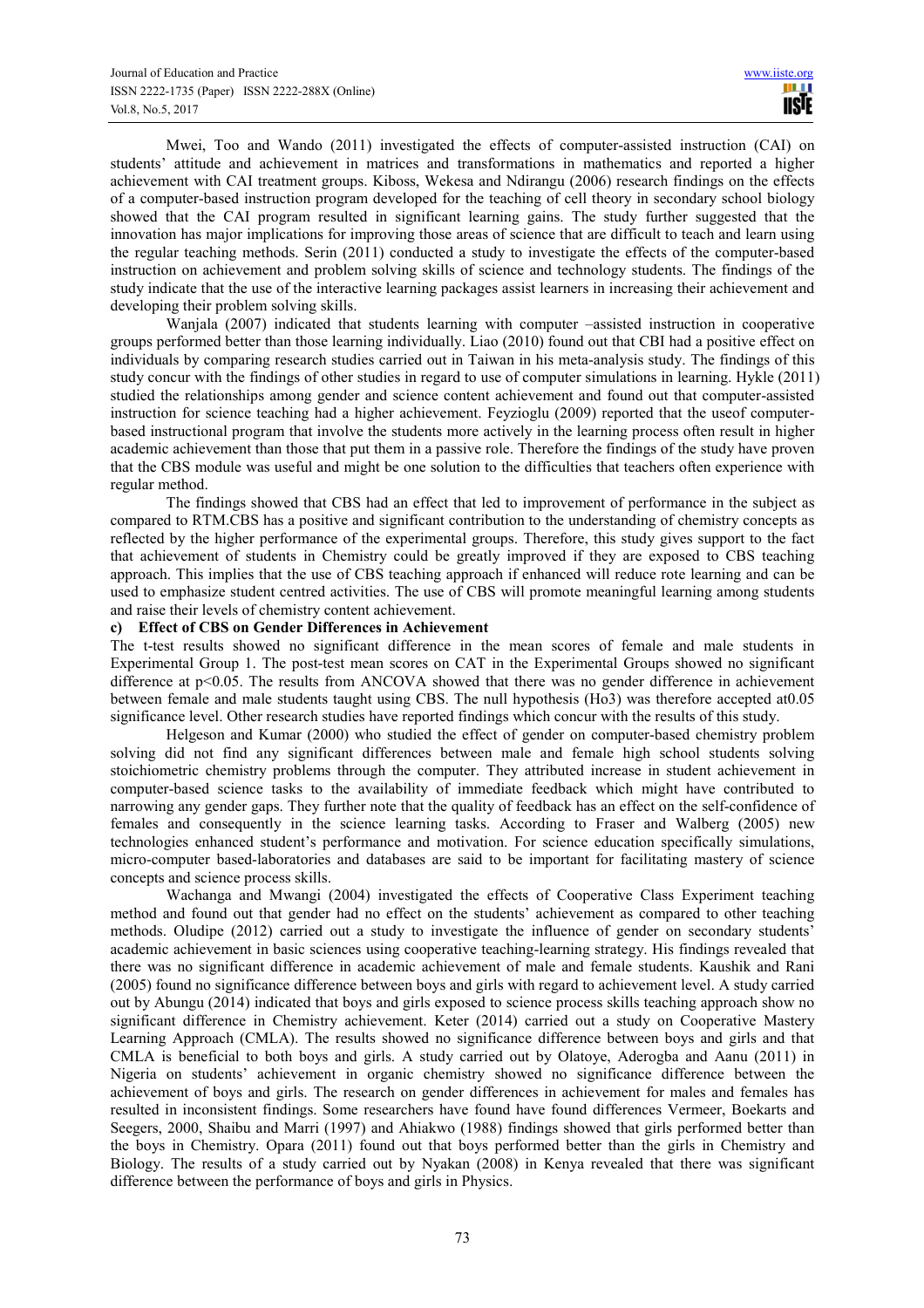Mwei, Too and Wando (2011) investigated the effects of computer-assisted instruction (CAI) on students' attitude and achievement in matrices and transformations in mathematics and reported a higher achievement with CAI treatment groups. Kiboss, Wekesa and Ndirangu (2006) research findings on the effects of a computer-based instruction program developed for the teaching of cell theory in secondary school biology showed that the CAI program resulted in significant learning gains. The study further suggested that the innovation has major implications for improving those areas of science that are difficult to teach and learn using the regular teaching methods. Serin (2011) conducted a study to investigate the effects of the computer-based instruction on achievement and problem solving skills of science and technology students. The findings of the study indicate that the use of the interactive learning packages assist learners in increasing their achievement and developing their problem solving skills.

Wanjala (2007) indicated that students learning with computer –assisted instruction in cooperative groups performed better than those learning individually. Liao (2010) found out that CBI had a positive effect on individuals by comparing research studies carried out in Taiwan in his meta-analysis study. The findings of this study concur with the findings of other studies in regard to use of computer simulations in learning. Hykle (2011) studied the relationships among gender and science content achievement and found out that computer-assisted instruction for science teaching had a higher achievement. Feyzioglu (2009) reported that the useof computer-based instructional program that involve the students more actively in the learning process often result in higher academic achievement than those that put them in a passive role. Therefore the findings of the study have proven that the CBS module was useful and might be one solution to the difficulties that teachers often experience with regular method.

The findings showed that CBS had an effect that led to improvement of performance in the subject as compared to RTM.CBS has a positive and significant contribution to the understanding of chemistry concepts as reflected by the higher performance of the experimental groups. Therefore, this study gives support to the fact that achievement of students in Chemistry could be greatly improved if they are exposed to CBS teaching approach. This implies that the use of CBS teaching approach if enhanced will reduce rote learning and can be used to emphasize student centred activities. The use of CBS will promote meaningful learning among students and raise their levels of chemistry content achievement.

**c) Effect of CBS on Gender Differences in Achievement**

The t-test results showed no significant difference in the mean scores of female and male students in Experimental Group 1. The post-test mean scores on CAT in the Experimental Groups showed no significant difference at $p<0.05$. The results from ANCOVA showed that there was no gender difference in achievement between female and male students taught using CBS. The null hypothesis (Ho3) was therefore accepted at0.05 significance level. Other research studies have reported findings which concur with the results of this study.

Helgeson and Kumar (2000) who studied the effect of gender on computer-based chemistry problem solving did not find any significant differences between male and female high school students solving stoichiometric chemistry problems through the computer. They attributed increase in student achievement in computer-based science tasks to the availability of immediate feedback which might have contributed to narrowing any gender gaps. They further note that the quality of feedback has an effect on the self-confidence of females and consequently in the science learning tasks. According to Fraser and Walberg (2005) new technologies enhanced student's performance and motivation. For science education specifically simulations, micro-computer based-laboratories and databases are said to be important for facilitating mastery of science concepts and science process skills.

Wachanga and Mwangi (2004) investigated the effects of Cooperative Class Experiment teaching method and found out that gender had no effect on the students' achievement as compared to other teaching methods. Oludipe (2012) carried out a study to investigate the influence of gender on secondary students' academic achievement in basic sciences using cooperative teaching-learning strategy. His findings revealed that there was no significant difference in academic achievement of male and female students. Kaushik and Rani (2005) found no significance difference between boys and girls with regard to achievement level. A study carried out by Abungu (2014) indicated that boys and girls exposed to science process skills teaching approach show no significant difference in Chemistry achievement. Keter (2014) carried out a study on Cooperative Mastery Learning Approach (CMLA). The results showed no significance difference between boys and girls and that CMLA is beneficial to both boys and girls. A study carried out by Olatoye, Aderogba and Aanu (2011) in Nigeria on students' achievement in organic chemistry showed no significance difference between the achievement of boys and girls. The research on gender differences in achievement for males and females has resulted in inconsistent findings. Some researchers have found have found differences Vermeer, Boekarts and Seegers, 2000, Shaibu and Marri (1997) and Ahiakwo (1988) findings showed that girls performed better than the boys in Chemistry. Opara (2011) found out that boys performed better than the girls in Chemistry and Biology. The results of a study carried out by Nyakan (2008) in Kenya revealed that there was significant difference between the performance of boys and girls in Physics.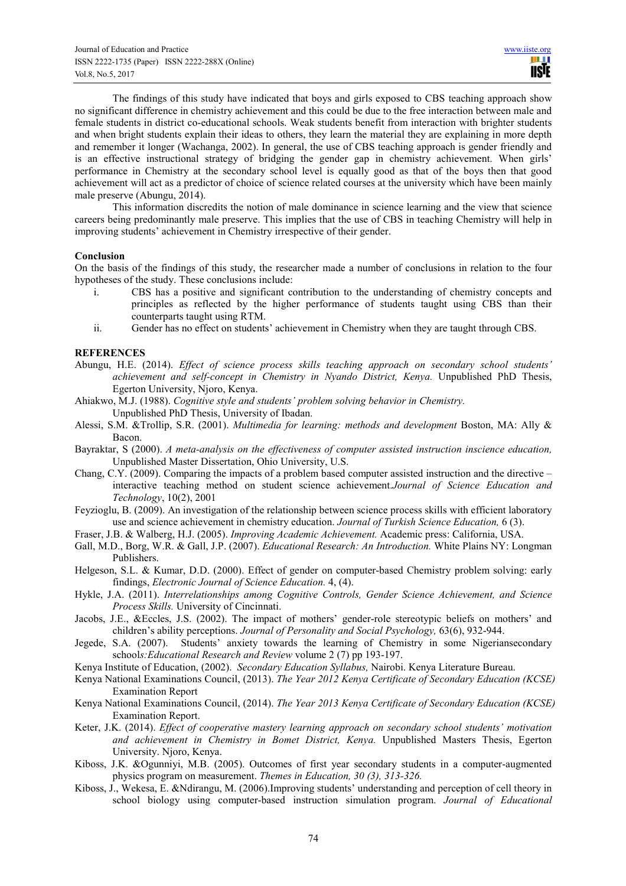The findings of this study have indicated that boys and girls exposed to CBS teaching approach show no significant difference in chemistry achievement and this could be due to the free interaction between male and female students in district co-educational schools. Weak students benefit from interaction with brighter students and when bright students explain their ideas to others, they learn the material they are explaining in more depth and remember it longer (Wachanga, 2002). In general, the use of CBS teaching approach is gender friendly and is an effective instructional strategy of bridging the gender gap in chemistry achievement. When girls' performance in Chemistry at the secondary school level is equally good as that of the boys then that good achievement will act as a predictor of choice of science related courses at the university which have been mainly male preserve (Abungu, 2014).

This information discredits the notion of male dominance in science learning and the view that science careers being predominantly male preserve. This implies that the use of CBS in teaching Chemistry will help in improving students' achievement in Chemistry irrespective of their gender.

**Conclusion**

On the basis of the findings of this study, the researcher made a number of conclusions in relation to the four hypotheses of the study. These conclusions include:

i. CBS has a positive and significant contribution to the understanding of chemistry concepts and principles as reflected by the higher performance of students taught using CBS than their counterparts taught using RTM.
ii. Gender has no effect on students' achievement in Chemistry when they are taught through CBS.

**REFERENCES**

Abungu, H.E. (2014). *Effect of science process skills teaching approach on secondary school students' achievement and self-concept in Chemistry in Nyando District, Kenya.* Unpublished PhD Thesis, Egerton University, Njoro, Kenya.

Ahiakwo, M.J. (1988). *Cognitive style and students' problem solving behavior in Chemistry.* Unpublished PhD Thesis, University of Ibadan.

Alessi, S.M. &Trollip, S.R. (2001). *Multimedia for learning: methods and development* Boston, MA: Ally & Bacon.

Bayraktar, S (2000). *A meta-analysis on the effectiveness of computer assisted instruction inscience education,* Unpublished Master Dissertation, Ohio University, U.S.

Chang, C.Y. (2009). Comparing the impacts of a problem based computer assisted instruction and the directive – interactive teaching method on student science achievement.*Journal of Science Education and Technology*, 10(2), 2001

Feyzioglu, B. (2009). An investigation of the relationship between science process skills with efficient laboratory use and science achievement in chemistry education. *Journal of Turkish Science Education,* 6 (3).

Fraser, J.B. & Walberg, H.J. (2005). *Improving Academic Achievement.* Academic press: California, USA.

Gall, M.D., Borg, W.R. & Gall, J.P. (2007). *Educational Research: An Introduction.* White Plains NY: Longman Publishers.

Helgeson, S.L. & Kumar, D.D. (2000). Effect of gender on computer-based Chemistry problem solving: early findings, *Electronic Journal of Science Education.* 4, (4).

Hykle, J.A. (2011). *Interrelationships among Cognitive Controls, Gender Science Achievement, and Science Process Skills.* University of Cincinnati.

Jacobs, J.E., &Eccles, J.S. (2002). The impact of mothers' gender-role stereotypic beliefs on mothers' and children's ability perceptions. *Journal of Personality and Social Psychology,* 63(6), 932-944.

Jegede, S.A. (2007). Students' anxiety towards the learning of Chemistry in some Nigeriansecondary school*s:Educational Research and Review* volume 2 (7) pp 193-197.

Kenya Institute of Education, (2002). *Secondary Education Syllabus,* Nairobi. Kenya Literature Bureau.

Kenya National Examinations Council, (2013). *The Year 2012 Kenya Certificate of Secondary Education (KCSE)* Examination Report

Kenya National Examinations Council, (2014). *The Year 2013 Kenya Certificate of Secondary Education (KCSE)* Examination Report.

Keter, J.K. (2014). *Effect of cooperative mastery learning approach on secondary school students' motivation and achievement in Chemistry in Bomet District, Kenya.* Unpublished Masters Thesis, Egerton University. Njoro, Kenya.

Kiboss, J.K. &Ogunniyi, M.B. (2005). Outcomes of first year secondary students in a computer-augmented physics program on measurement. *Themes in Education, 30 (3), 313-326.*

Kiboss, J., Wekesa, E. &Ndirangu, M. (2006).Improving students' understanding and perception of cell theory in school biology using computer-based instruction simulation program. *Journal of Educational*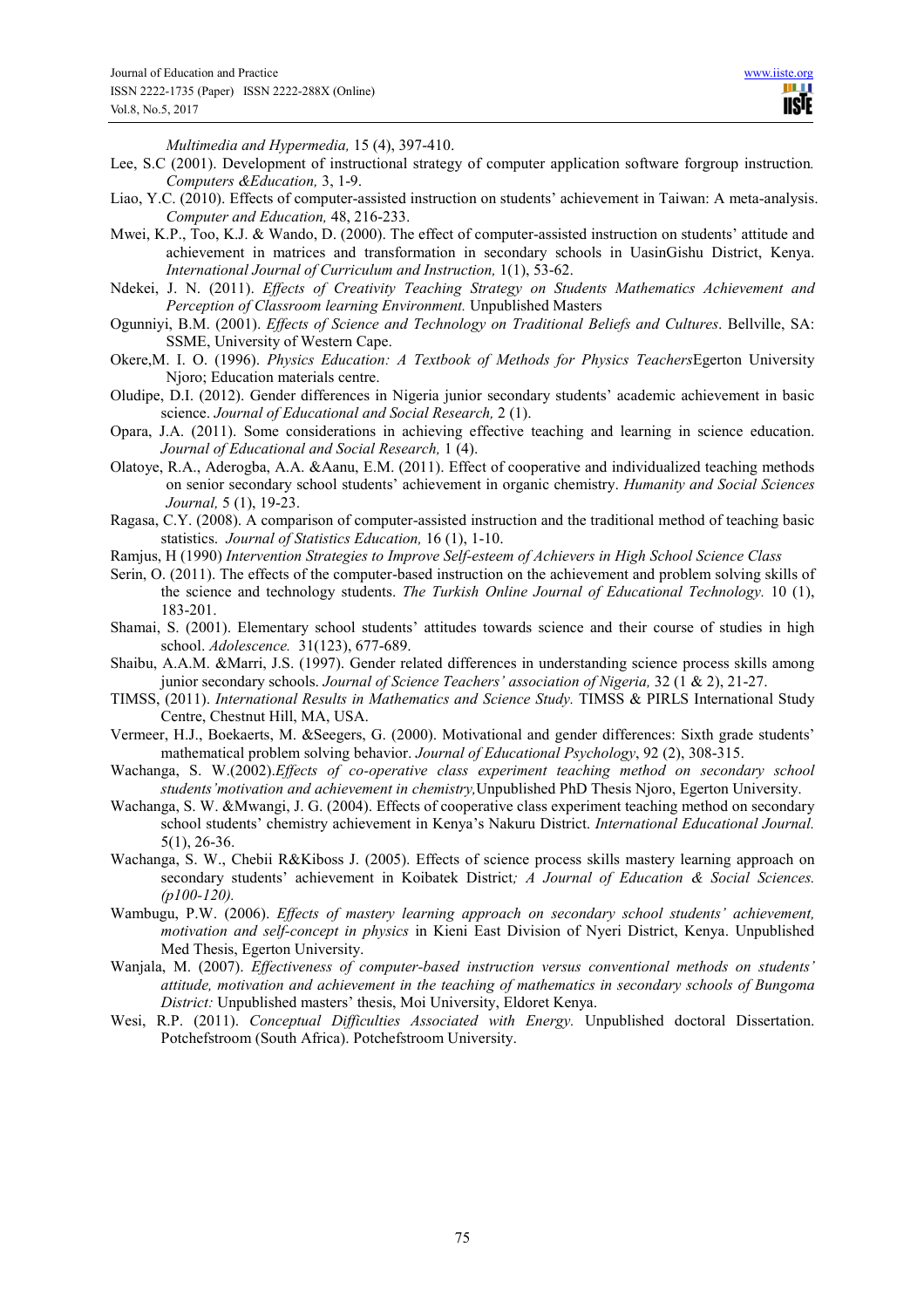*Multimedia and Hypermedia,* 15 (4), 397-410.

Lee, S.C (2001). Development of instructional strategy of computer application software forgroup instruction*. Computers &Education,* 3, 1-9.

Liao, Y.C. (2010). Effects of computer-assisted instruction on students' achievement in Taiwan: A meta-analysis. *Computer and Education,* 48, 216-233.

Mwei, K.P., Too, K.J. & Wando, D. (2000). The effect of computer-assisted instruction on students' attitude and achievement in matrices and transformation in secondary schools in UasinGishu District, Kenya. *International Journal of Curriculum and Instruction,* 1(1), 53-62.

Ndekei, J. N. (2011). *Effects of Creativity Teaching Strategy on Students Mathematics Achievement and Perception of Classroom learning Environment.* Unpublished Masters

Ogunniyi, B.M. (2001). *Effects of Science and Technology on Traditional Beliefs and Cultures*. Bellville, SA: SSME, University of Western Cape.

Okere,M. I. O. (1996). *Physics Education: A Textbook of Methods for Physics Teachers*Egerton University Njoro; Education materials centre.

Oludipe, D.I. (2012). Gender differences in Nigeria junior secondary students' academic achievement in basic science. *Journal of Educational and Social Research,* 2 (1).

Opara, J.A. (2011). Some considerations in achieving effective teaching and learning in science education. *Journal of Educational and Social Research,* 1 (4).

Olatoye, R.A., Aderogba, A.A. &Aanu, E.M. (2011). Effect of cooperative and individualized teaching methods on senior secondary school students' achievement in organic chemistry. *Humanity and Social Sciences Journal,* 5 (1), 19-23.

Ragasa, C.Y. (2008). A comparison of computer-assisted instruction and the traditional method of teaching basic statistics. *Journal of Statistics Education,* 16 (1), 1-10.

Ramjus, H (1990) *Intervention Strategies to Improve Self-esteem of Achievers in High School Science Class*

Serin, O. (2011). The effects of the computer-based instruction on the achievement and problem solving skills of the science and technology students. *The Turkish Online Journal of Educational Technology.* 10 (1), 183-201.

Shamai, S. (2001). Elementary school students' attitudes towards science and their course of studies in high school. *Adolescence.* 31(123), 677-689.

Shaibu, A.A.M. &Marri, J.S. (1997). Gender related differences in understanding science process skills among junior secondary schools. *Journal of Science Teachers' association of Nigeria,* 32 (1 & 2), 21-27.

TIMSS, (2011). *International Results in Mathematics and Science Study.* TIMSS & PIRLS International Study Centre, Chestnut Hill, MA, USA.

Vermeer, H.J., Boekaerts, M. &Seegers, G. (2000). Motivational and gender differences: Sixth grade students' mathematical problem solving behavior. *Journal of Educational Psychology*, 92 (2), 308-315.

Wachanga, S. W.(2002).*Effects of co-operative class experiment teaching method on secondary school students'motivation and achievement in chemistry,*Unpublished PhD Thesis Njoro, Egerton University.

Wachanga, S. W. &Mwangi, J. G. (2004). Effects of cooperative class experiment teaching method on secondary school students' chemistry achievement in Kenya's Nakuru District. *International Educational Journal.* 5(1), 26-36.

Wachanga, S. W., Chebii R&Kiboss J. (2005). Effects of science process skills mastery learning approach on secondary students' achievement in Koibatek District*; A Journal of Education & Social Sciences. (p100-120).*

Wambugu, P.W. (2006). *Effects of mastery learning approach on secondary school students' achievement, motivation and self-concept in physics* in Kieni East Division of Nyeri District, Kenya. Unpublished Med Thesis, Egerton University.

Wanjala, M. (2007). *Effectiveness of computer-based instruction versus conventional methods on students' attitude, motivation and achievement in the teaching of mathematics in secondary schools of Bungoma District:* Unpublished masters' thesis, Moi University, Eldoret Kenya.

Wesi, R.P. (2011). *Conceptual Difficulties Associated with Energy.* Unpublished doctoral Dissertation. Potchefstroom (South Africa). Potchefstroom University.